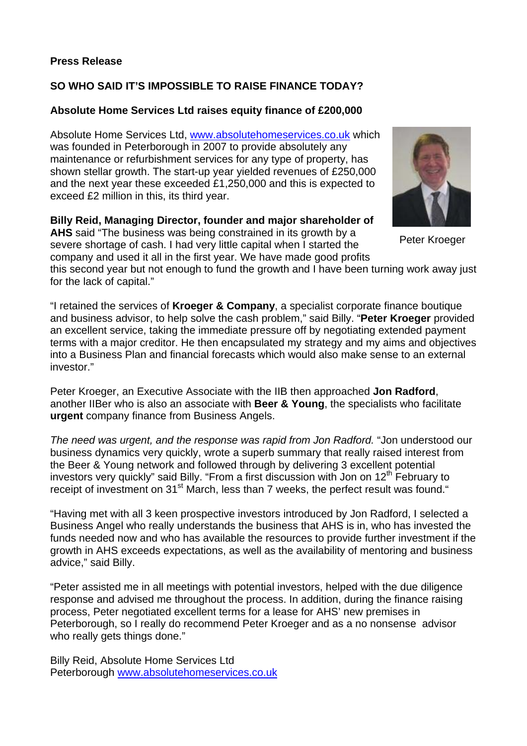**Press Release**

**SO WHO SAID IT'S IMPOSSIBLE TO RAISE FINANCE TODAY?**

**Absolute Home Services Ltd raises equity finance of £200,000**

Absolute Home Services Ltd, www.absolutehomeservices.co.uk which was founded in Peterborough in 2007 to provide absolutely any maintenance or refurbishment services for any type of property, has shown stellar growth. The start-up year yielded revenues of £250,000 and the next year these exceeded £1,250,000 and this is expected to exceed £2 million in this, its third year.

Peter Kroeger

**Billy Reid, Managing Director, founder and major shareholder of AHS** said "The business was being constrained in its growth by a severe shortage of cash. I had very little capital when I started the company and used it all in the first year. We have made good profits this second year but not enough to fund the growth and I have been turning work away just for the lack of capital."

"I retained the services of **Kroeger & Company**, a specialist corporate finance boutique and business advisor, to help solve the cash problem," said Billy. "**Peter Kroeger** provided an excellent service, taking the immediate pressure off by negotiating extended payment terms with a major creditor. He then encapsulated my strategy and my aims and objectives into a Business Plan and financial forecasts which would also make sense to an external investor."

Peter Kroeger, an Executive Associate with the IIB then approached **Jon Radford**, another IIBer who is also an associate with **Beer & Young**, the specialists who facilitate **urgent** company finance from Business Angels.

*The need was urgent, and the response was rapid from Jon Radford.* "Jon understood our business dynamics very quickly, wrote a superb summary that really raised interest from the Beer & Young network and followed through by delivering 3 excellent potential investors very quickly" said Billy. "From a first discussion with Jon on 12th February to receipt of investment on 31st March, less than 7 weeks, the perfect result was found."

"Having met with all 3 keen prospective investors introduced by Jon Radford, I selected a Business Angel who really understands the business that AHS is in, who has invested the funds needed now and who has available the resources to provide further investment if the growth in AHS exceeds expectations, as well as the availability of mentoring and business advice," said Billy.

"Peter assisted me in all meetings with potential investors, helped with the due diligence response and advised me throughout the process. In addition, during the finance raising process, Peter negotiated excellent terms for a lease for AHS' new premises in Peterborough, so I really do recommend Peter Kroeger and as a no nonsense advisor who really gets things done."

Billy Reid, Absolute Home Services Ltd
Peterborough www.absolutehomeservices.co.uk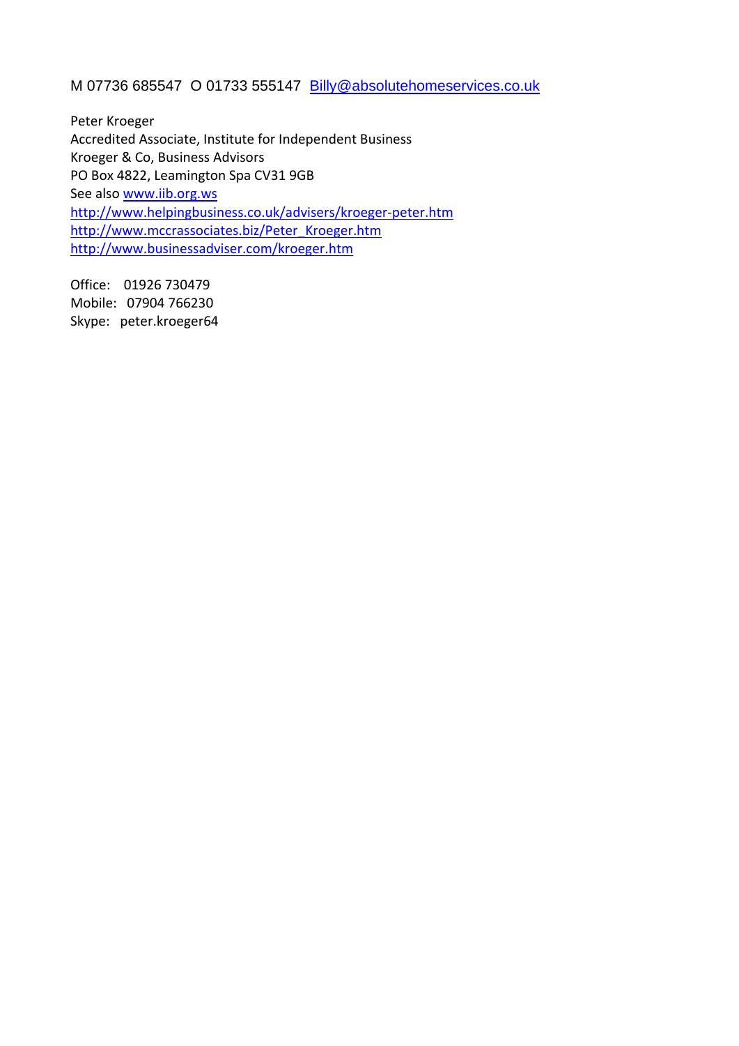M 07736 685547  O 01733 555147  Billy@absolutehomeservices.co.uk

Peter Kroeger
Accredited Associate, Institute for Independent Business
Kroeger & Co, Business Advisors
PO Box 4822, Leamington Spa CV31 9GB
See also www.iib.org.ws
http://www.helpingbusiness.co.uk/advisers/kroeger-peter.htm
http://www.mccrassociates.biz/Peter_Kroeger.htm
http://www.businessadviser.com/kroeger.htm

Office:   01926 730479
Mobile:   07904 766230
Skype:   peter.kroeger64